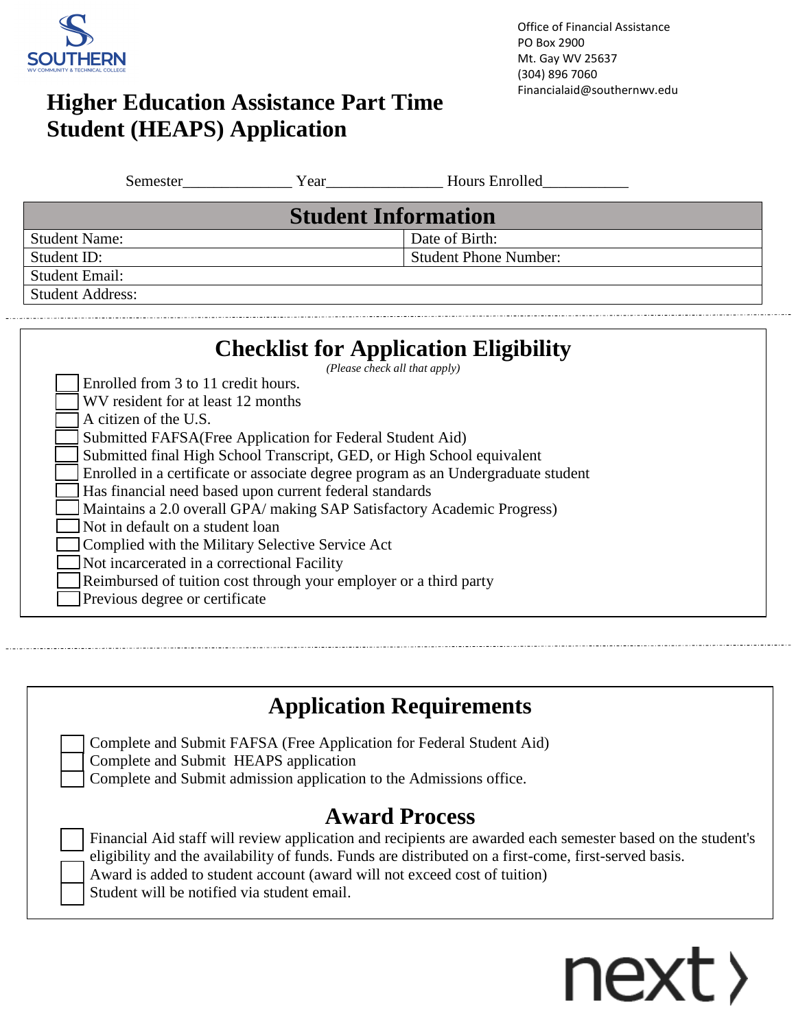SOUTHERN
WV COMMUNITY & TECHNICAL COLLEGE

Office of Financial Assistance
PO Box 2900
Mt. Gay WV 25637
(304) 896 7060
Financialaid@southernwv.edu

# Higher Education Assistance Part Time Student (HEAPS) Application

Semester_____________ Year______________ Hours Enrolled__________

## Student Information

| Student Name: | Date of Birth: |
|---|---|
| Student ID: | Student Phone Number: |
| Student Email: | |
| Student Address: | |

## Checklist for Application Eligibility

*(Please check all that apply)*

- ☐ Enrolled from 3 to 11 credit hours.
- ☐ WV resident for at least 12 months
- ☐ A citizen of the U.S.
- ☐ Submitted FAFSA(Free Application for Federal Student Aid)
- ☐ Submitted final High School Transcript, GED, or High School equivalent
- ☐ Enrolled in a certificate or associate degree program as an Undergraduate student
- ☐ Has financial need based upon current federal standards
- ☐ Maintains a 2.0 overall GPA/ making SAP Satisfactory Academic Progress)
- ☐ Not in default on a student loan
- ☐ Complied with the Military Selective Service Act
- ☐ Not incarcerated in a correctional Facility
- ☐ Reimbursed of tuition cost through your employer or a third party
- ☐ Previous degree or certificate

## Application Requirements

- ☐ Complete and Submit FAFSA (Free Application for Federal Student Aid)
- ☐ Complete and Submit HEAPS application
- ☐ Complete and Submit admission application to the Admissions office.

## Award Process

- ☐ Financial Aid staff will review application and recipients are awarded each semester based on the student's eligibility and the availability of funds. Funds are distributed on a first-come, first-served basis.
- ☐ Award is added to student account (award will not exceed cost of tuition)
- ☐ Student will be notified via student email.

next ›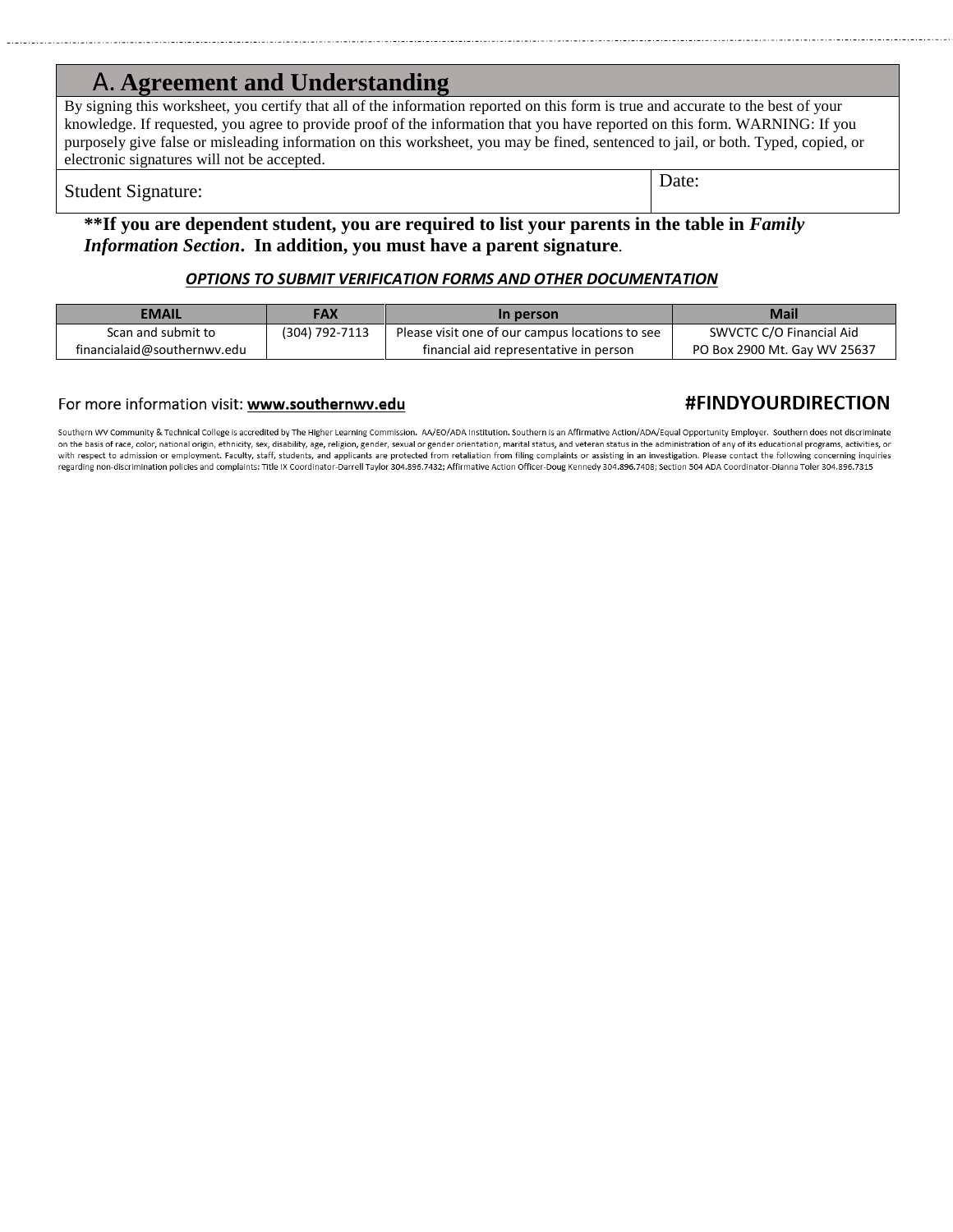## A. Agreement and Understanding

By signing this worksheet, you certify that all of the information reported on this form is true and accurate to the best of your knowledge. If requested, you agree to provide proof of the information that you have reported on this form. WARNING: If you purposely give false or misleading information on this worksheet, you may be fined, sentenced to jail, or both. Typed, copied, or electronic signatures will not be accepted.

| Student Signature: | Date: |
| --- | --- |

**\*\*If you are dependent student, you are required to list your parents in the table in *Family Information Section*. In addition, you must have a parent signature**.

***OPTIONS TO SUBMIT VERIFICATION FORMS AND OTHER DOCUMENTATION***

| EMAIL | FAX | In person | Mail |
| --- | --- | --- | --- |
| Scan and submit to financialaid@southernwv.edu | (304) 792-7113 | Please visit one of our campus locations to see financial aid representative in person | SWVCTC C/O Financial Aid PO Box 2900 Mt. Gay WV 25637 |

For more information visit: **www.southernwv.edu**

**#FINDYOURDIRECTION**

Southern WV Community & Technical College is accredited by The Higher Learning Commission. AA/EO/ADA Institution. Southern is an Affirmative Action/ADA/Equal Opportunity Employer. Southern does not discriminate on the basis of race, color, national origin, ethnicity, sex, disability, age, religion, gender, sexual or gender orientation, marital status, and veteran status in the administration of any of its educational programs, activities, or with respect to admission or employment. Faculty, staff, students, and applicants are protected from retaliation from filing complaints or assisting in an investigation. Please contact the following concerning inquiries regarding non-discrimination policies and complaints: Title IX Coordinator-Darrell Taylor 304.896.7432; Affirmative Action Officer-Doug Kennedy 304.896.7408; Section 504 ADA Coordinator-Dianna Toler 304.896.7315